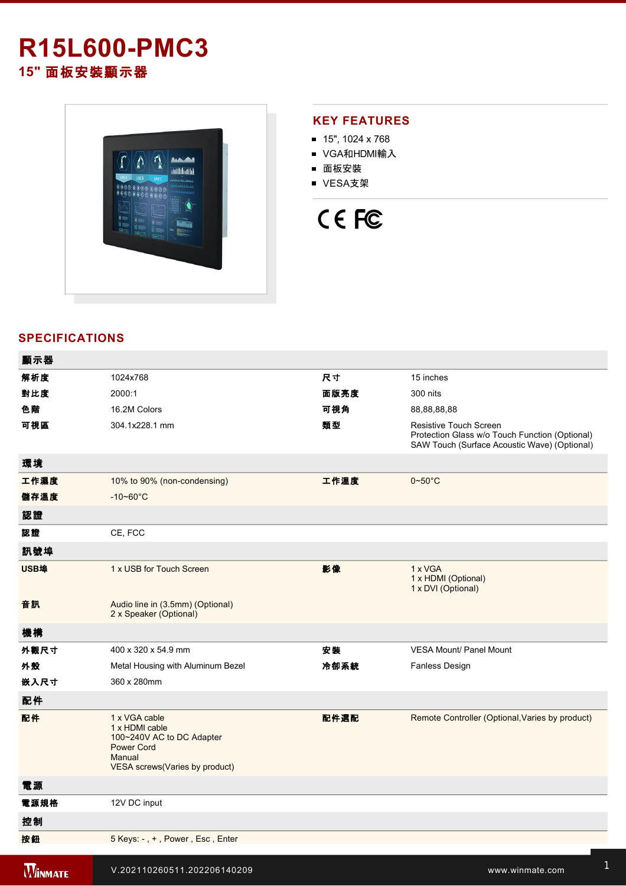# R15L600-PMC3

## 15" 面板安裝顯示器

## KEY FEATURES

- 15", 1024 x 768
- VGA和HDMI輸入
- 面板安裝
- VESA支架

## SPECIFICATIONS

| 顯示器 | | | |
|---|---|---|---|
| 解析度 | 1024x768 | 尺寸 | 15 inches |
| 對比度 | 2000:1 | 面版亮度 | 300 nits |
| 色階 | 16.2M Colors | 可視角 | 88,88,88,88 |
| 可視區 | 304.1x228.1 mm | 類型 | Resistive Touch Screen<br>Protection Glass w/o Touch Function (Optional)<br>SAW Touch (Surface Acoustic Wave) (Optional) |
| **環境** | | | |
| 工作濕度 | 10% to 90% (non-condensing) | 工作溫度 | 0~50°C |
| 儲存溫度 | -10~60°C | | |
| **認證** | | | |
| 認證 | CE, FCC | | |
| **訊號埠** | | | |
| USB埠 | 1 x USB for Touch Screen | 影像 | 1 x VGA<br>1 x HDMI (Optional)<br>1 x DVI (Optional) |
| 音訊 | Audio line in (3.5mm) (Optional)<br>2 x Speaker (Optional) | | |
| **機構** | | | |
| 外觀尺寸 | 400 x 320 x 54.9 mm | 安裝 | VESA Mount/ Panel Mount |
| 外殼 | Metal Housing with Aluminum Bezel | 冷卻系統 | Fanless Design |
| 嵌入尺寸 | 360 x 280mm | | |
| **配件** | | | |
| 配件 | 1 x VGA cable<br>1 x HDMI cable<br>100~240V AC to DC Adapter<br>Power Cord<br>Manual<br>VESA screws(Varies by product) | 配件選配 | Remote Controller (Optional,Varies by product) |
| **電源** | | | |
| 電源規格 | 12V DC input | | |
| **控制** | | | |
| 按鈕 | 5 Keys: - , + , Power , Esc , Enter | | |

V.202110260511.202206140209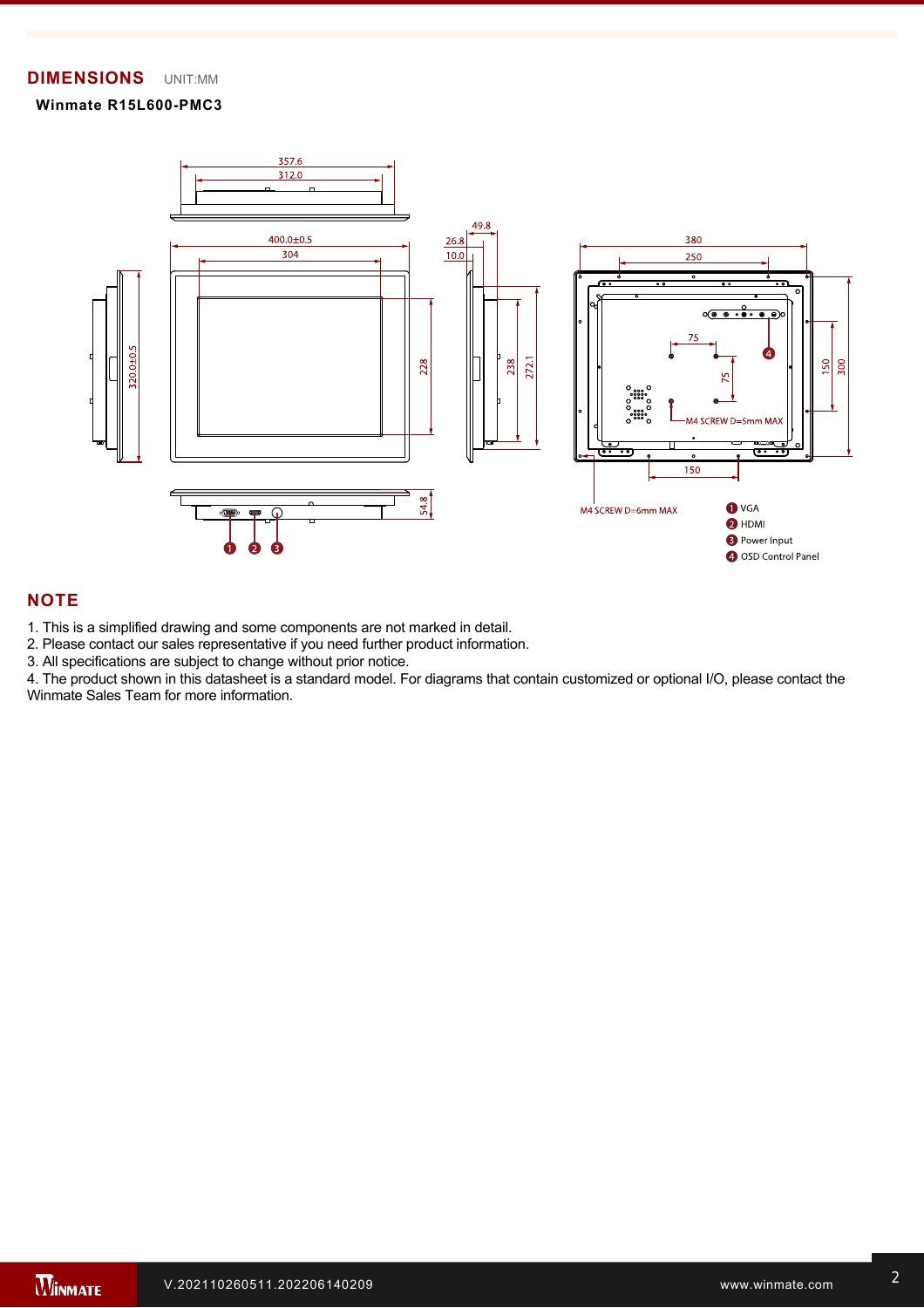## DIMENSIONS UNIT:MM

**Winmate R15L600-PMC3**

357.6
312.0
400.0±0.5
304
320.0±0.5
228
49.8
26.8
10.0
238
272.1
54.8
380
250
75
75
150
300
150
M4 SCREW D=5mm MAX
M4 SCREW D=6mm MAX

❶ VGA
❷ HDMI
❸ Power Input
❹ OSD Control Panel

## NOTE

1. This is a simplified drawing and some components are not marked in detail.
2. Please contact our sales representative if you need further product information.
3. All specifications are subject to change without prior notice.
4. The product shown in this datasheet is a standard model. For diagrams that contain customized or optional I/O, please contact the Winmate Sales Team for more information.